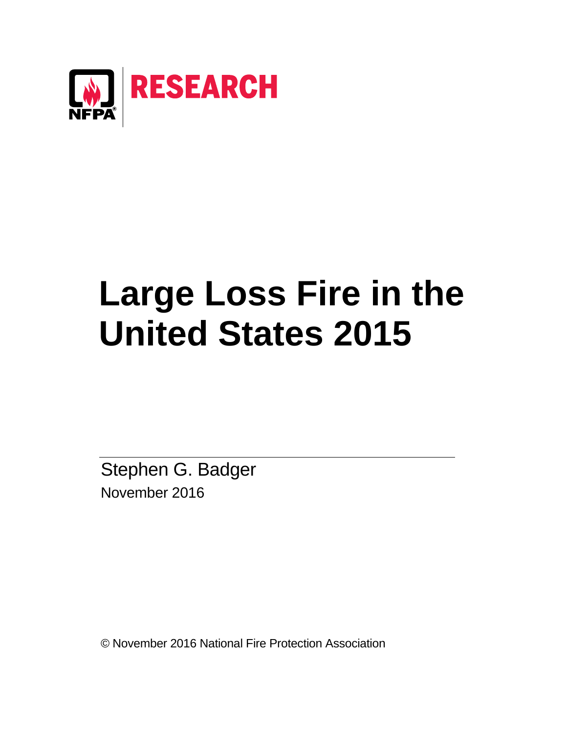NFPA RESEARCH

# Large Loss Fire in the United States 2015

Stephen G. Badger

November 2016

© November 2016 National Fire Protection Association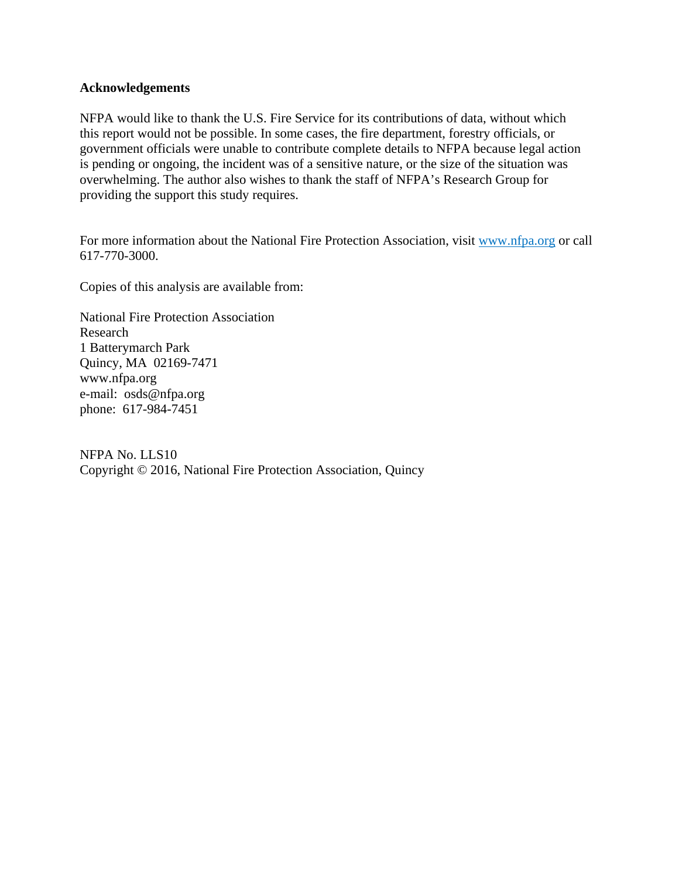**Acknowledgements**

NFPA would like to thank the U.S. Fire Service for its contributions of data, without which this report would not be possible. In some cases, the fire department, forestry officials, or government officials were unable to contribute complete details to NFPA because legal action is pending or ongoing, the incident was of a sensitive nature, or the size of the situation was overwhelming. The author also wishes to thank the staff of NFPA's Research Group for providing the support this study requires.

For more information about the National Fire Protection Association, visit www.nfpa.org or call 617-770-3000.

Copies of this analysis are available from:

National Fire Protection Association  
Research  
1 Batterymarch Park  
Quincy, MA 02169-7471  
www.nfpa.org  
e-mail: osds@nfpa.org  
phone: 617-984-7451

NFPA No. LLS10  
Copyright © 2016, National Fire Protection Association, Quincy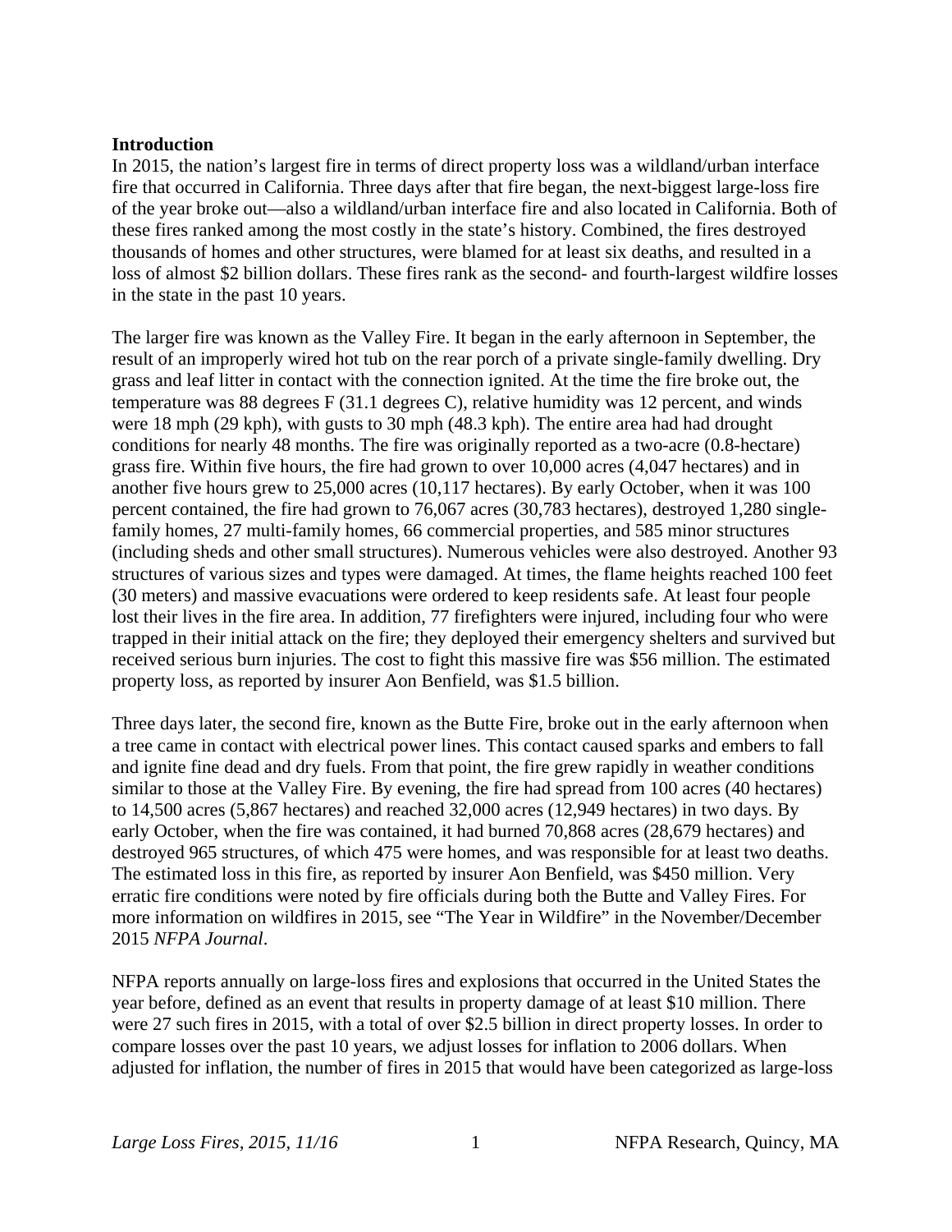**Introduction**

In 2015, the nation's largest fire in terms of direct property loss was a wildland/urban interface fire that occurred in California. Three days after that fire began, the next-biggest large-loss fire of the year broke out—also a wildland/urban interface fire and also located in California. Both of these fires ranked among the most costly in the state's history. Combined, the fires destroyed thousands of homes and other structures, were blamed for at least six deaths, and resulted in a loss of almost $2 billion dollars. These fires rank as the second- and fourth-largest wildfire losses in the state in the past 10 years.

The larger fire was known as the Valley Fire. It began in the early afternoon in September, the result of an improperly wired hot tub on the rear porch of a private single-family dwelling. Dry grass and leaf litter in contact with the connection ignited. At the time the fire broke out, the temperature was 88 degrees F (31.1 degrees C), relative humidity was 12 percent, and winds were 18 mph (29 kph), with gusts to 30 mph (48.3 kph). The entire area had had drought conditions for nearly 48 months. The fire was originally reported as a two-acre (0.8-hectare) grass fire. Within five hours, the fire had grown to over 10,000 acres (4,047 hectares) and in another five hours grew to 25,000 acres (10,117 hectares). By early October, when it was 100 percent contained, the fire had grown to 76,067 acres (30,783 hectares), destroyed 1,280 single-family homes, 27 multi-family homes, 66 commercial properties, and 585 minor structures (including sheds and other small structures). Numerous vehicles were also destroyed. Another 93 structures of various sizes and types were damaged. At times, the flame heights reached 100 feet (30 meters) and massive evacuations were ordered to keep residents safe. At least four people lost their lives in the fire area. In addition, 77 firefighters were injured, including four who were trapped in their initial attack on the fire; they deployed their emergency shelters and survived but received serious burn injuries. The cost to fight this massive fire was $56 million. The estimated property loss, as reported by insurer Aon Benfield, was $1.5 billion.

Three days later, the second fire, known as the Butte Fire, broke out in the early afternoon when a tree came in contact with electrical power lines. This contact caused sparks and embers to fall and ignite fine dead and dry fuels. From that point, the fire grew rapidly in weather conditions similar to those at the Valley Fire. By evening, the fire had spread from 100 acres (40 hectares) to 14,500 acres (5,867 hectares) and reached 32,000 acres (12,949 hectares) in two days. By early October, when the fire was contained, it had burned 70,868 acres (28,679 hectares) and destroyed 965 structures, of which 475 were homes, and was responsible for at least two deaths. The estimated loss in this fire, as reported by insurer Aon Benfield, was $450 million. Very erratic fire conditions were noted by fire officials during both the Butte and Valley Fires. For more information on wildfires in 2015, see "The Year in Wildfire" in the November/December 2015 *NFPA Journal*.

NFPA reports annually on large-loss fires and explosions that occurred in the United States the year before, defined as an event that results in property damage of at least $10 million. There were 27 such fires in 2015, with a total of over $2.5 billion in direct property losses. In order to compare losses over the past 10 years, we adjust losses for inflation to 2006 dollars. When adjusted for inflation, the number of fires in 2015 that would have been categorized as large-loss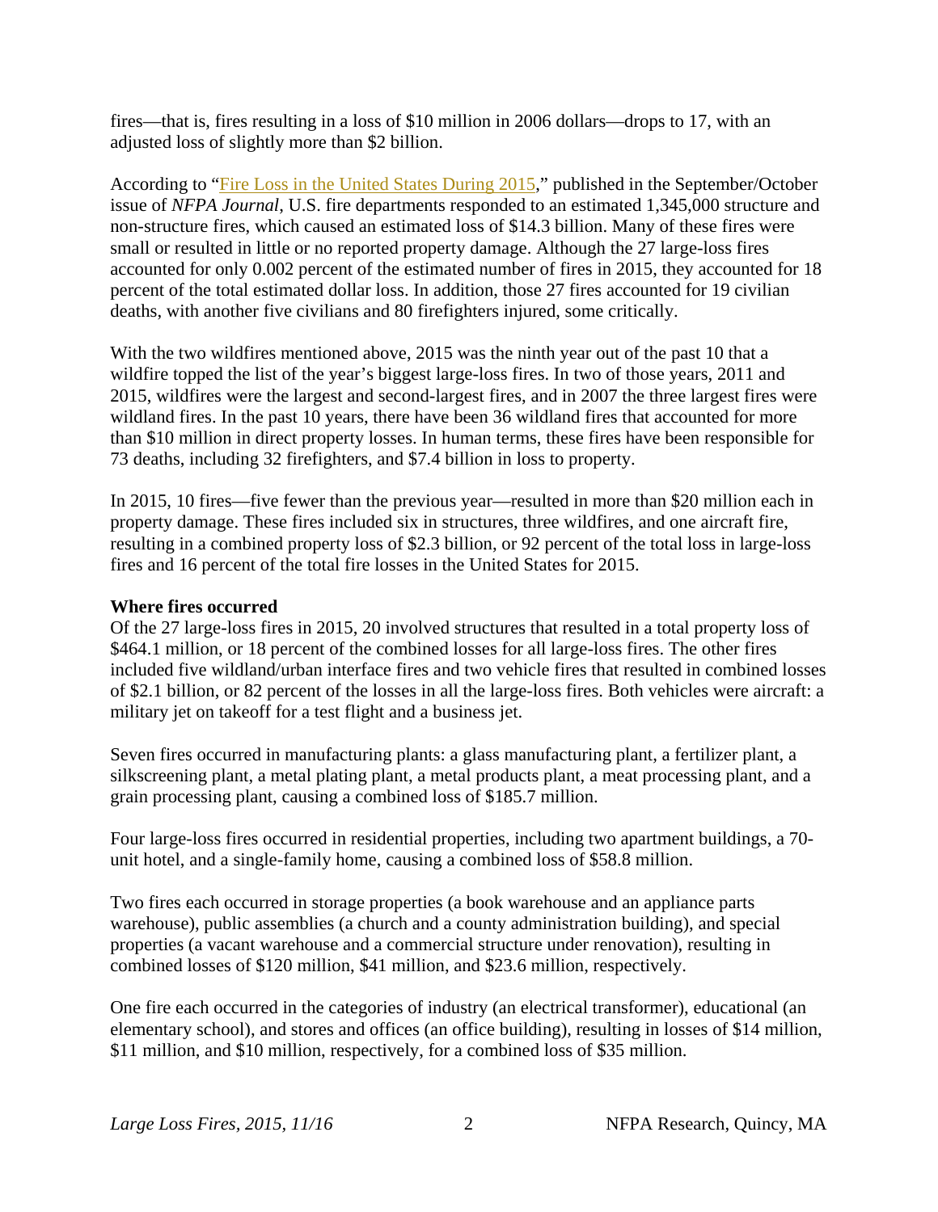fires—that is, fires resulting in a loss of $10 million in 2006 dollars—drops to 17, with an adjusted loss of slightly more than $2 billion.

According to "Fire Loss in the United States During 2015," published in the September/October issue of *NFPA Journal*, U.S. fire departments responded to an estimated 1,345,000 structure and non-structure fires, which caused an estimated loss of $14.3 billion. Many of these fires were small or resulted in little or no reported property damage. Although the 27 large-loss fires accounted for only 0.002 percent of the estimated number of fires in 2015, they accounted for 18 percent of the total estimated dollar loss. In addition, those 27 fires accounted for 19 civilian deaths, with another five civilians and 80 firefighters injured, some critically.

With the two wildfires mentioned above, 2015 was the ninth year out of the past 10 that a wildfire topped the list of the year's biggest large-loss fires. In two of those years, 2011 and 2015, wildfires were the largest and second-largest fires, and in 2007 the three largest fires were wildland fires. In the past 10 years, there have been 36 wildland fires that accounted for more than $10 million in direct property losses. In human terms, these fires have been responsible for 73 deaths, including 32 firefighters, and $7.4 billion in loss to property.

In 2015, 10 fires—five fewer than the previous year—resulted in more than $20 million each in property damage. These fires included six in structures, three wildfires, and one aircraft fire, resulting in a combined property loss of $2.3 billion, or 92 percent of the total loss in large-loss fires and 16 percent of the total fire losses in the United States for 2015.

**Where fires occurred**

Of the 27 large-loss fires in 2015, 20 involved structures that resulted in a total property loss of $464.1 million, or 18 percent of the combined losses for all large-loss fires. The other fires included five wildland/urban interface fires and two vehicle fires that resulted in combined losses of $2.1 billion, or 82 percent of the losses in all the large-loss fires. Both vehicles were aircraft: a military jet on takeoff for a test flight and a business jet.

Seven fires occurred in manufacturing plants: a glass manufacturing plant, a fertilizer plant, a silkscreening plant, a metal plating plant, a metal products plant, a meat processing plant, and a grain processing plant, causing a combined loss of $185.7 million.

Four large-loss fires occurred in residential properties, including two apartment buildings, a 70-unit hotel, and a single-family home, causing a combined loss of $58.8 million.

Two fires each occurred in storage properties (a book warehouse and an appliance parts warehouse), public assemblies (a church and a county administration building), and special properties (a vacant warehouse and a commercial structure under renovation), resulting in combined losses of $120 million, $41 million, and $23.6 million, respectively.

One fire each occurred in the categories of industry (an electrical transformer), educational (an elementary school), and stores and offices (an office building), resulting in losses of $14 million, $11 million, and $10 million, respectively, for a combined loss of $35 million.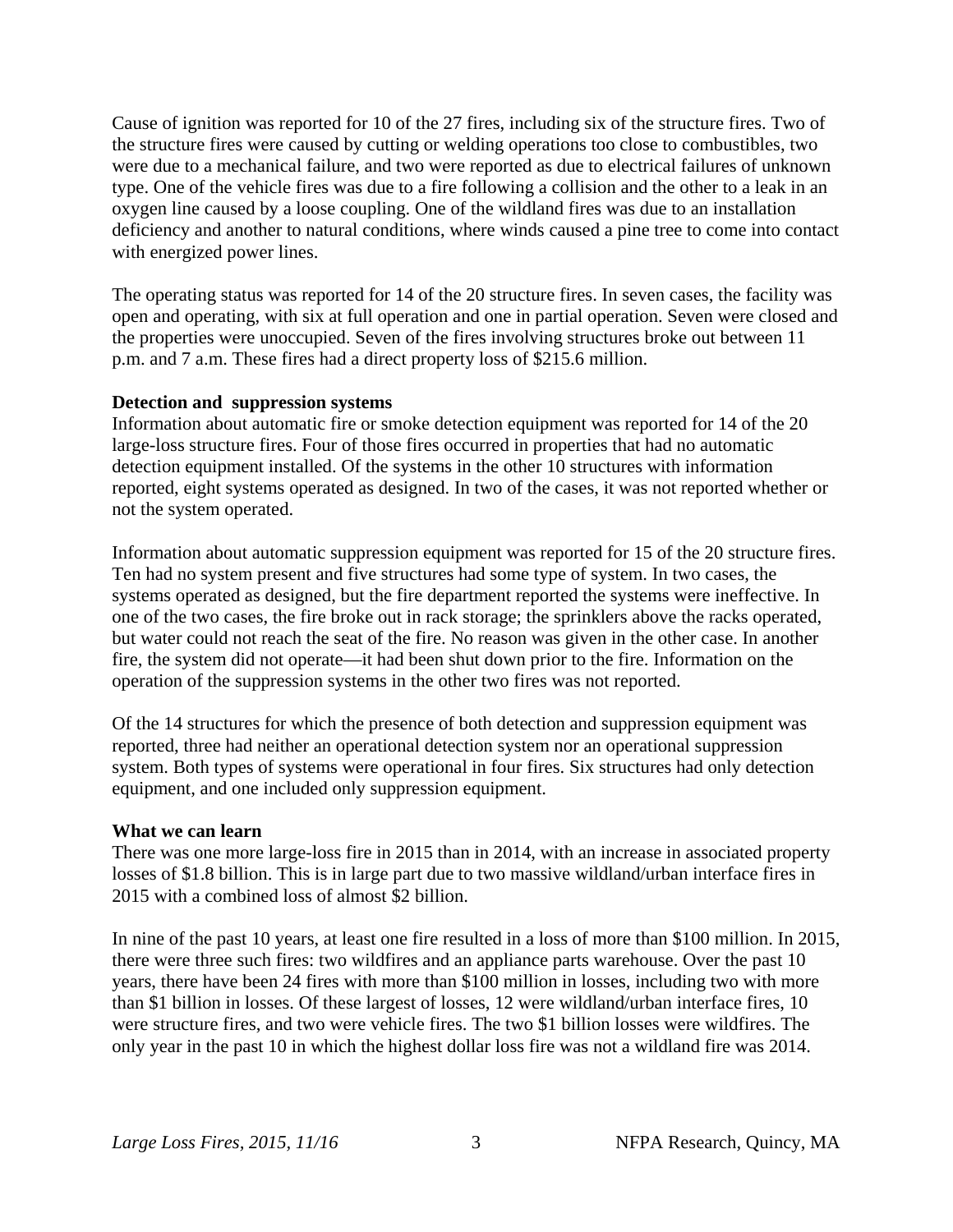Cause of ignition was reported for 10 of the 27 fires, including six of the structure fires. Two of the structure fires were caused by cutting or welding operations too close to combustibles, two were due to a mechanical failure, and two were reported as due to electrical failures of unknown type. One of the vehicle fires was due to a fire following a collision and the other to a leak in an oxygen line caused by a loose coupling. One of the wildland fires was due to an installation deficiency and another to natural conditions, where winds caused a pine tree to come into contact with energized power lines.

The operating status was reported for 14 of the 20 structure fires. In seven cases, the facility was open and operating, with six at full operation and one in partial operation. Seven were closed and the properties were unoccupied. Seven of the fires involving structures broke out between 11 p.m. and 7 a.m. These fires had a direct property loss of $215.6 million.

**Detection and suppression systems**

Information about automatic fire or smoke detection equipment was reported for 14 of the 20 large-loss structure fires. Four of those fires occurred in properties that had no automatic detection equipment installed. Of the systems in the other 10 structures with information reported, eight systems operated as designed. In two of the cases, it was not reported whether or not the system operated.

Information about automatic suppression equipment was reported for 15 of the 20 structure fires. Ten had no system present and five structures had some type of system. In two cases, the systems operated as designed, but the fire department reported the systems were ineffective. In one of the two cases, the fire broke out in rack storage; the sprinklers above the racks operated, but water could not reach the seat of the fire. No reason was given in the other case. In another fire, the system did not operate—it had been shut down prior to the fire. Information on the operation of the suppression systems in the other two fires was not reported.

Of the 14 structures for which the presence of both detection and suppression equipment was reported, three had neither an operational detection system nor an operational suppression system. Both types of systems were operational in four fires. Six structures had only detection equipment, and one included only suppression equipment.

**What we can learn**

There was one more large-loss fire in 2015 than in 2014, with an increase in associated property losses of $1.8 billion. This is in large part due to two massive wildland/urban interface fires in 2015 with a combined loss of almost $2 billion.

In nine of the past 10 years, at least one fire resulted in a loss of more than $100 million. In 2015, there were three such fires: two wildfires and an appliance parts warehouse. Over the past 10 years, there have been 24 fires with more than $100 million in losses, including two with more than $1 billion in losses. Of these largest of losses, 12 were wildland/urban interface fires, 10 were structure fires, and two were vehicle fires. The two $1 billion losses were wildfires. The only year in the past 10 in which the highest dollar loss fire was not a wildland fire was 2014.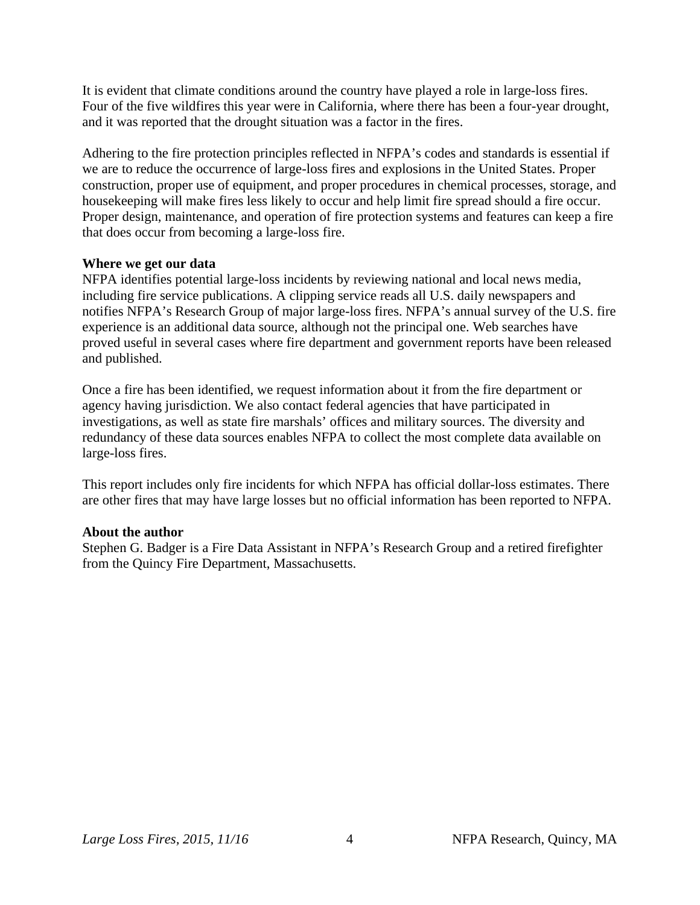It is evident that climate conditions around the country have played a role in large-loss fires. Four of the five wildfires this year were in California, where there has been a four-year drought, and it was reported that the drought situation was a factor in the fires.

Adhering to the fire protection principles reflected in NFPA's codes and standards is essential if we are to reduce the occurrence of large-loss fires and explosions in the United States. Proper construction, proper use of equipment, and proper procedures in chemical processes, storage, and housekeeping will make fires less likely to occur and help limit fire spread should a fire occur. Proper design, maintenance, and operation of fire protection systems and features can keep a fire that does occur from becoming a large-loss fire.

**Where we get our data**

NFPA identifies potential large-loss incidents by reviewing national and local news media, including fire service publications. A clipping service reads all U.S. daily newspapers and notifies NFPA's Research Group of major large-loss fires. NFPA's annual survey of the U.S. fire experience is an additional data source, although not the principal one. Web searches have proved useful in several cases where fire department and government reports have been released and published.

Once a fire has been identified, we request information about it from the fire department or agency having jurisdiction. We also contact federal agencies that have participated in investigations, as well as state fire marshals' offices and military sources. The diversity and redundancy of these data sources enables NFPA to collect the most complete data available on large-loss fires.

This report includes only fire incidents for which NFPA has official dollar-loss estimates. There are other fires that may have large losses but no official information has been reported to NFPA.

**About the author**

Stephen G. Badger is a Fire Data Assistant in NFPA's Research Group and a retired firefighter from the Quincy Fire Department, Massachusetts.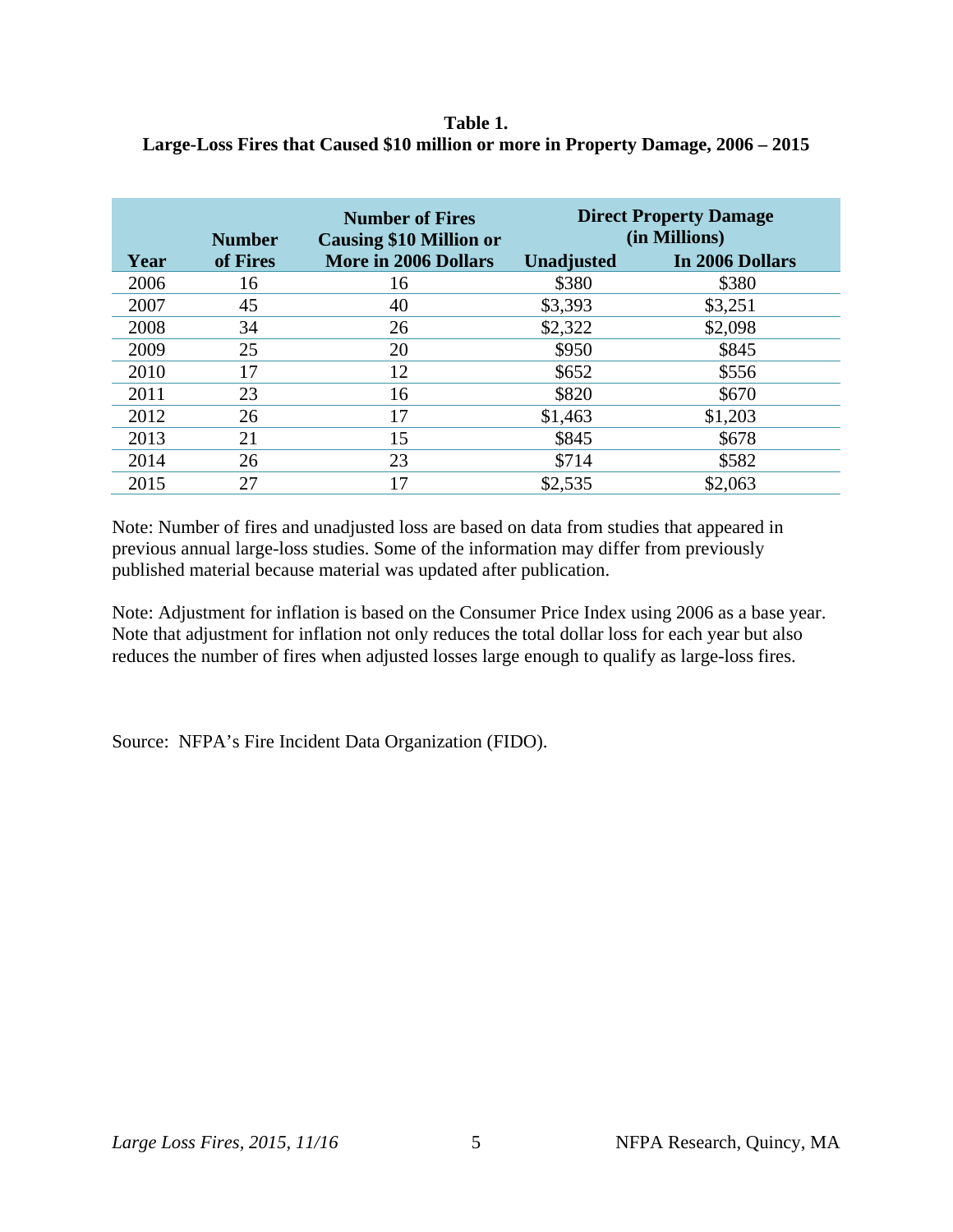**Table 1.**
**Large-Loss Fires that Caused $10 million or more in Property Damage, 2006 – 2015**

| Year | Number of Fires | Number of Fires Causing $10 Million or More in 2006 Dollars | Direct Property Damage (in Millions) Unadjusted | Direct Property Damage (in Millions) In 2006 Dollars |
|---|---|---|---|---|
| 2006 | 16 | 16 | $380 | $380 |
| 2007 | 45 | 40 | $3,393 | $3,251 |
| 2008 | 34 | 26 | $2,322 | $2,098 |
| 2009 | 25 | 20 | $950 | $845 |
| 2010 | 17 | 12 | $652 | $556 |
| 2011 | 23 | 16 | $820 | $670 |
| 2012 | 26 | 17 | $1,463 | $1,203 |
| 2013 | 21 | 15 | $845 | $678 |
| 2014 | 26 | 23 | $714 | $582 |
| 2015 | 27 | 17 | $2,535 | $2,063 |

Note: Number of fires and unadjusted loss are based on data from studies that appeared in previous annual large-loss studies. Some of the information may differ from previously published material because material was updated after publication.

Note: Adjustment for inflation is based on the Consumer Price Index using 2006 as a base year. Note that adjustment for inflation not only reduces the total dollar loss for each year but also reduces the number of fires when adjusted losses large enough to qualify as large-loss fires.

Source: NFPA's Fire Incident Data Organization (FIDO).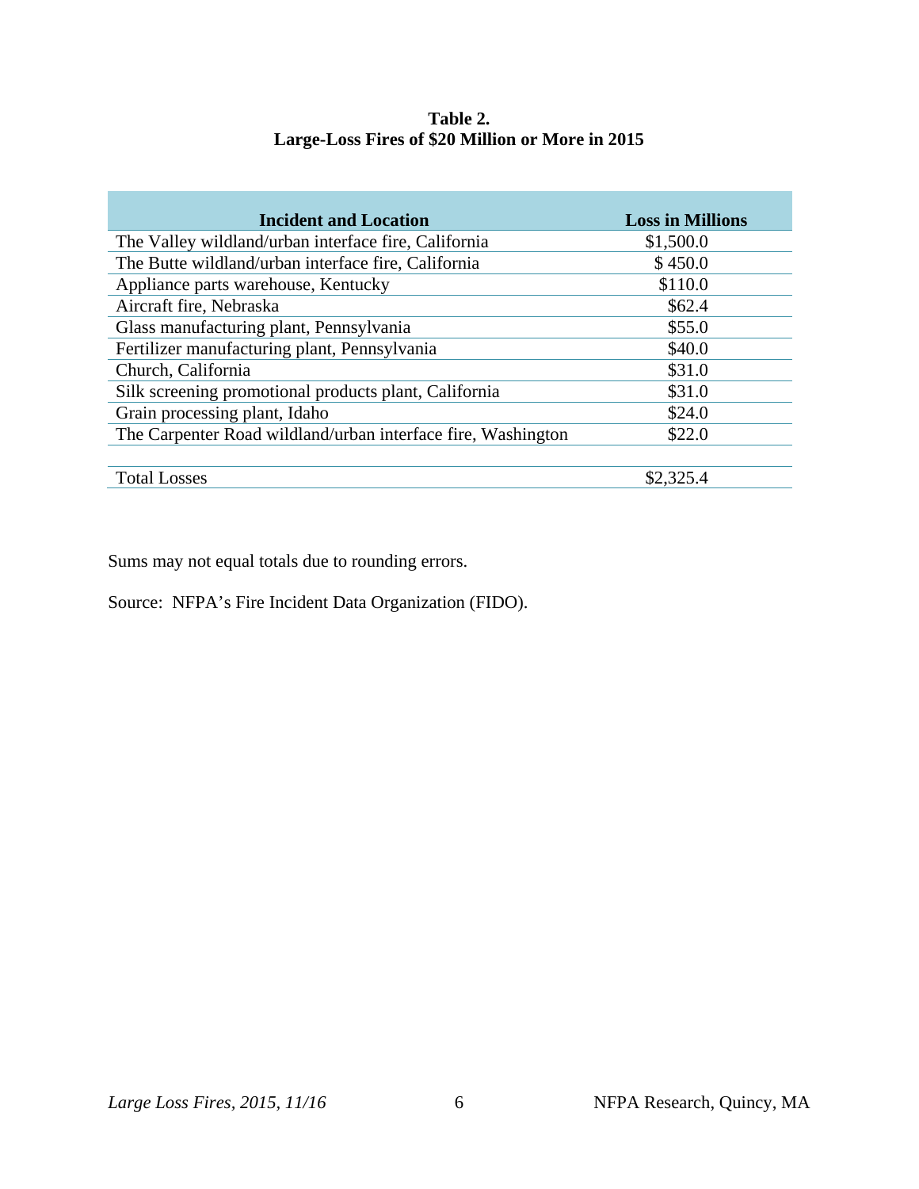**Table 2.**
**Large-Loss Fires of $20 Million or More in 2015**

| Incident and Location | Loss in Millions |
|---|---|
| The Valley wildland/urban interface fire, California | $1,500.0 |
| The Butte wildland/urban interface fire, California | $ 450.0 |
| Appliance parts warehouse, Kentucky | $110.0 |
| Aircraft fire, Nebraska | $62.4 |
| Glass manufacturing plant, Pennsylvania | $55.0 |
| Fertilizer manufacturing plant, Pennsylvania | $40.0 |
| Church, California | $31.0 |
| Silk screening promotional products plant, California | $31.0 |
| Grain processing plant, Idaho | $24.0 |
| The Carpenter Road wildland/urban interface fire, Washington | $22.0 |
| | |
| Total Losses | $2,325.4 |

Sums may not equal totals due to rounding errors.

Source: NFPA's Fire Incident Data Organization (FIDO).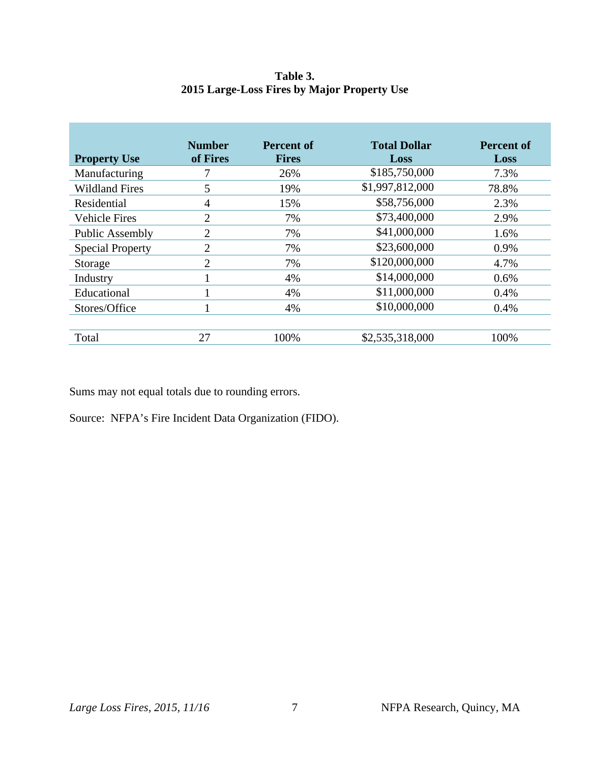**Table 3.**
**2015 Large-Loss Fires by Major Property Use**

| Property Use | Number of Fires | Percent of Fires | Total Dollar Loss | Percent of Loss |
|---|---|---|---|---|
| Manufacturing | 7 | 26% | $185,750,000 | 7.3% |
| Wildland Fires | 5 | 19% | $1,997,812,000 | 78.8% |
| Residential | 4 | 15% | $58,756,000 | 2.3% |
| Vehicle Fires | 2 | 7% | $73,400,000 | 2.9% |
| Public Assembly | 2 | 7% | $41,000,000 | 1.6% |
| Special Property | 2 | 7% | $23,600,000 | 0.9% |
| Storage | 2 | 7% | $120,000,000 | 4.7% |
| Industry | 1 | 4% | $14,000,000 | 0.6% |
| Educational | 1 | 4% | $11,000,000 | 0.4% |
| Stores/Office | 1 | 4% | $10,000,000 | 0.4% |
| | | | | |
| Total | 27 | 100% | $2,535,318,000 | 100% |

Sums may not equal totals due to rounding errors.

Source: NFPA's Fire Incident Data Organization (FIDO).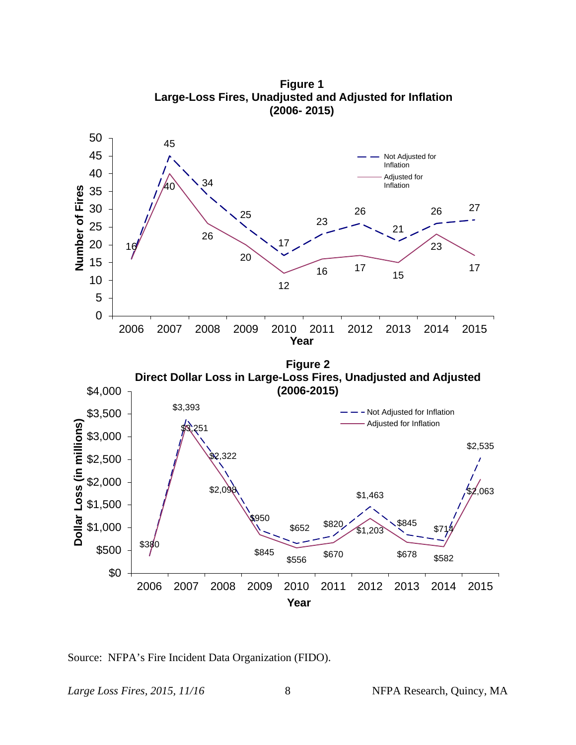**Figure 1**
**Large-Loss Fires, Unadjusted and Adjusted for Inflation**
**(2006- 2015)**

Number of Fires by Year

| Year | Not Adjusted for Inflation | Adjusted for Inflation |
|---|---|---|
| 2006 | 16 | 16 |
| 2007 | 45 | 40 |
| 2008 | 34 | 26 |
| 2009 | 25 | 20 |
| 2010 | 17 | 12 |
| 2011 | 23 | 16 |
| 2012 | 26 | 17 |
| 2013 | 21 | 15 |
| 2014 | 26 | 23 |
| 2015 | 27 | 17 |

**Figure 2**
**Direct Dollar Loss in Large-Loss Fires, Unadjusted and Adjusted**
**(2006-2015)**

Dollar Loss (in millions) by Year

| Year | Not Adjusted for Inflation | Adjusted for Inflation |
|---|---|---|
| 2006 | $380 | $380 |
| 2007 | $3,393 | $3,251 |
| 2008 | $2,322 | $2,098 |
| 2009 | $950 | $845 |
| 2010 | $652 | $556 |
| 2011 | $820 | $670 |
| 2012 | $1,463 | $1,203 |
| 2013 | $845 | $678 |
| 2014 | $714 | $582 |
| 2015 | $2,535 | $2,063 |

Source: NFPA's Fire Incident Data Organization (FIDO).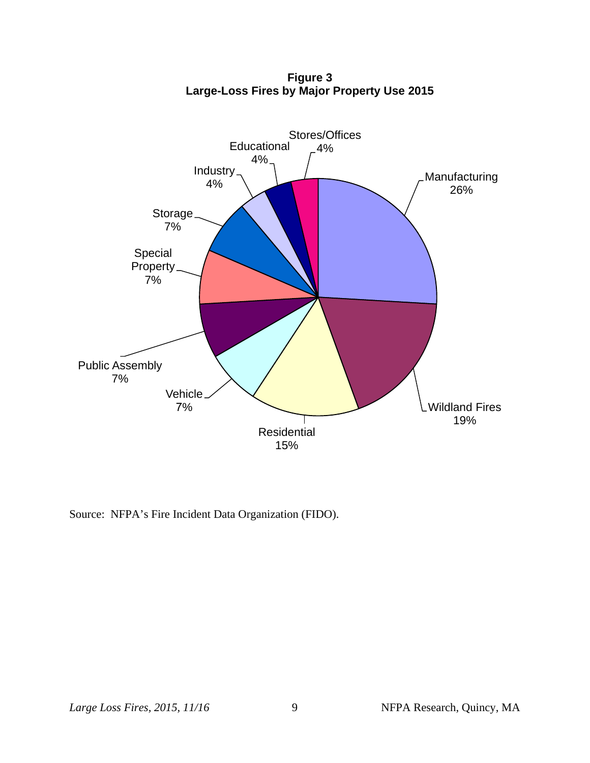**Figure 3**
**Large-Loss Fires by Major Property Use 2015**

| Property Use | Percent |
|---|---|
| Manufacturing | 26% |
| Wildland Fires | 19% |
| Residential | 15% |
| Vehicle | 7% |
| Public Assembly | 7% |
| Special Property | 7% |
| Storage | 7% |
| Industry | 4% |
| Educational | 4% |
| Stores/Offices | 4% |

Source: NFPA's Fire Incident Data Organization (FIDO).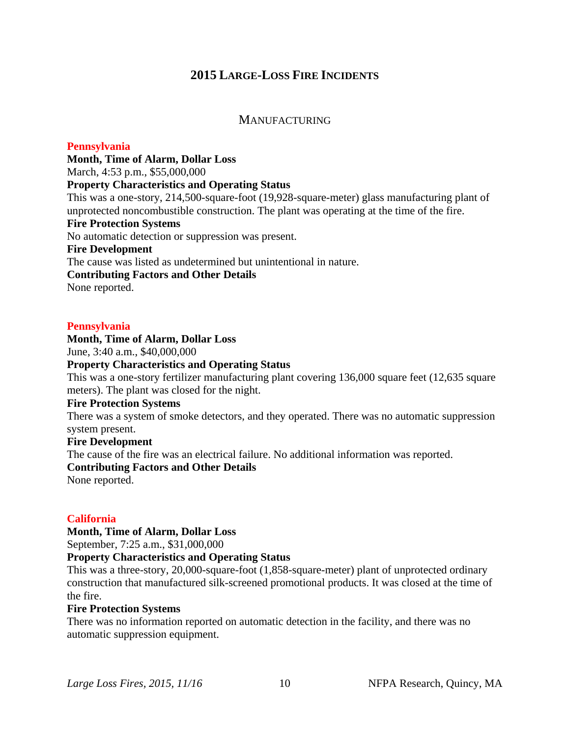## 2015 LARGE-LOSS FIRE INCIDENTS

### MANUFACTURING

**Pennsylvania**

**Month, Time of Alarm, Dollar Loss**
March, 4:53 p.m., $55,000,000

**Property Characteristics and Operating Status**
This was a one-story, 214,500-square-foot (19,928-square-meter) glass manufacturing plant of unprotected noncombustible construction. The plant was operating at the time of the fire.

**Fire Protection Systems**
No automatic detection or suppression was present.

**Fire Development**
The cause was listed as undetermined but unintentional in nature.

**Contributing Factors and Other Details**
None reported.

**Pennsylvania**

**Month, Time of Alarm, Dollar Loss**
June, 3:40 a.m., $40,000,000

**Property Characteristics and Operating Status**
This was a one-story fertilizer manufacturing plant covering 136,000 square feet (12,635 square meters). The plant was closed for the night.

**Fire Protection Systems**
There was a system of smoke detectors, and they operated. There was no automatic suppression system present.

**Fire Development**
The cause of the fire was an electrical failure. No additional information was reported.

**Contributing Factors and Other Details**
None reported.

**California**

**Month, Time of Alarm, Dollar Loss**
September, 7:25 a.m., $31,000,000

**Property Characteristics and Operating Status**
This was a three-story, 20,000-square-foot (1,858-square-meter) plant of unprotected ordinary construction that manufactured silk-screened promotional products. It was closed at the time of the fire.

**Fire Protection Systems**
There was no information reported on automatic detection in the facility, and there was no automatic suppression equipment.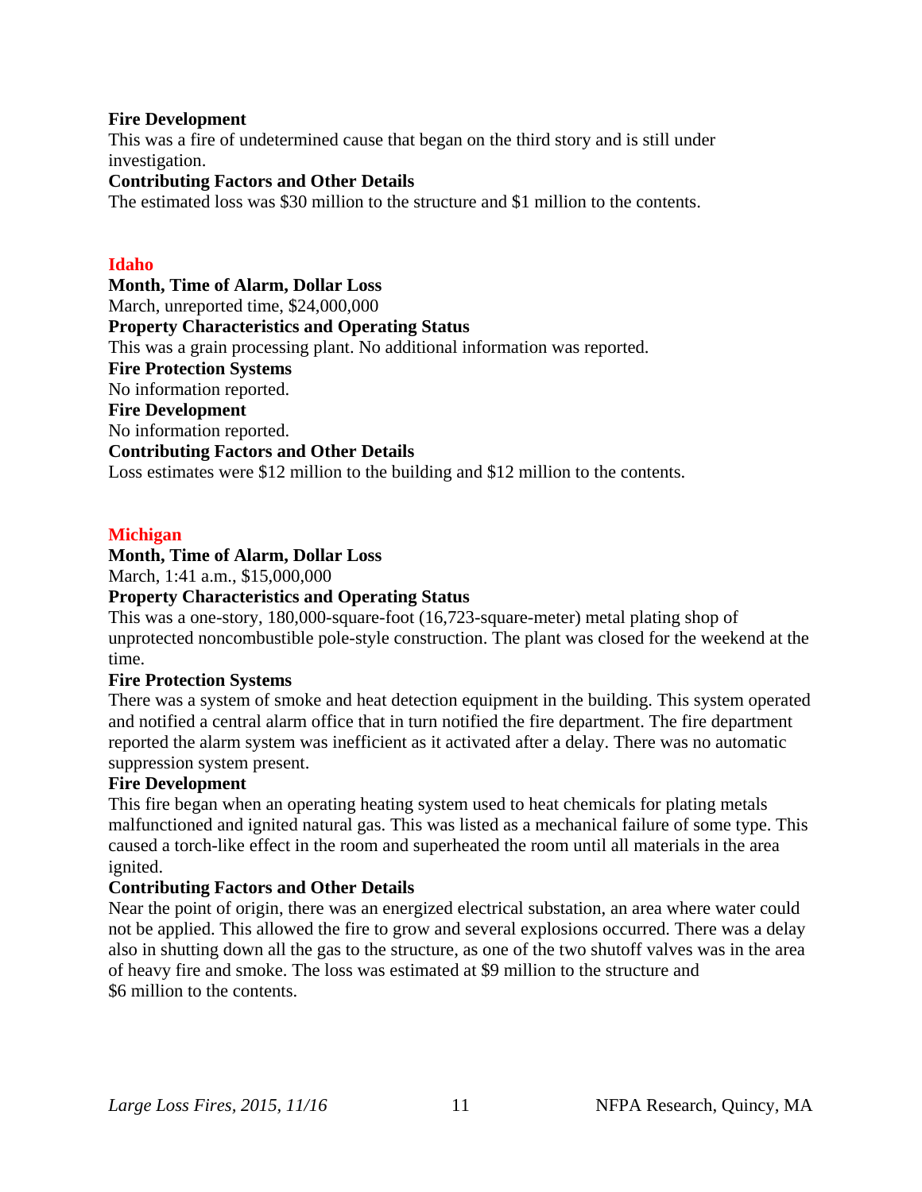**Fire Development**

This was a fire of undetermined cause that began on the third story and is still under investigation.

**Contributing Factors and Other Details**

The estimated loss was $30 million to the structure and $1 million to the contents.

## Idaho

**Month, Time of Alarm, Dollar Loss**

March, unreported time, $24,000,000

**Property Characteristics and Operating Status**

This was a grain processing plant. No additional information was reported.

**Fire Protection Systems**

No information reported.

**Fire Development**

No information reported.

**Contributing Factors and Other Details**

Loss estimates were $12 million to the building and $12 million to the contents.

## Michigan

**Month, Time of Alarm, Dollar Loss**

March, 1:41 a.m., $15,000,000

**Property Characteristics and Operating Status**

This was a one-story, 180,000-square-foot (16,723-square-meter) metal plating shop of unprotected noncombustible pole-style construction. The plant was closed for the weekend at the time.

**Fire Protection Systems**

There was a system of smoke and heat detection equipment in the building. This system operated and notified a central alarm office that in turn notified the fire department. The fire department reported the alarm system was inefficient as it activated after a delay. There was no automatic suppression system present.

**Fire Development**

This fire began when an operating heating system used to heat chemicals for plating metals malfunctioned and ignited natural gas. This was listed as a mechanical failure of some type. This caused a torch-like effect in the room and superheated the room until all materials in the area ignited.

**Contributing Factors and Other Details**

Near the point of origin, there was an energized electrical substation, an area where water could not be applied. This allowed the fire to grow and several explosions occurred. There was a delay also in shutting down all the gas to the structure, as one of the two shutoff valves was in the area of heavy fire and smoke. The loss was estimated at $9 million to the structure and $6 million to the contents.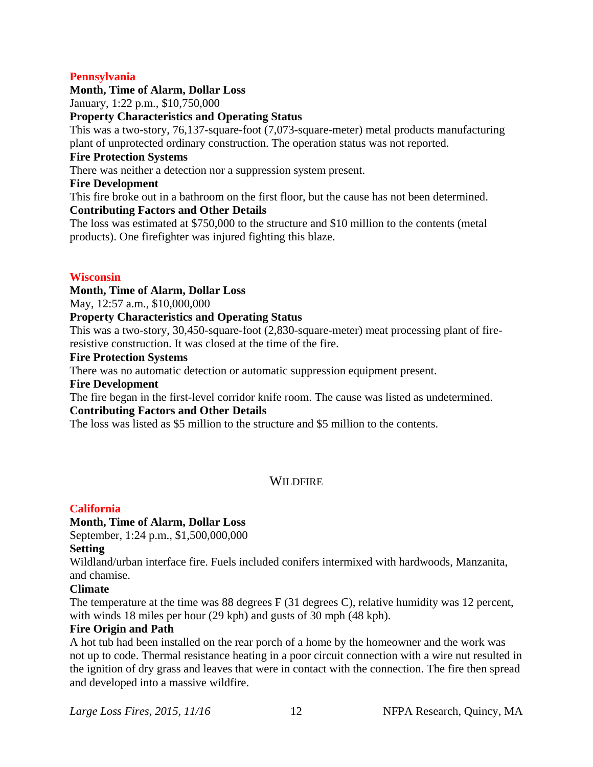### Pennsylvania

**Month, Time of Alarm, Dollar Loss**
January, 1:22 p.m., $10,750,000

**Property Characteristics and Operating Status**
This was a two-story, 76,137-square-foot (7,073-square-meter) metal products manufacturing plant of unprotected ordinary construction. The operation status was not reported.

**Fire Protection Systems**
There was neither a detection nor a suppression system present.

**Fire Development**
This fire broke out in a bathroom on the first floor, but the cause has not been determined.

**Contributing Factors and Other Details**
The loss was estimated at $750,000 to the structure and $10 million to the contents (metal products). One firefighter was injured fighting this blaze.

### Wisconsin

**Month, Time of Alarm, Dollar Loss**
May, 12:57 a.m., $10,000,000

**Property Characteristics and Operating Status**
This was a two-story, 30,450-square-foot (2,830-square-meter) meat processing plant of fire-resistive construction. It was closed at the time of the fire.

**Fire Protection Systems**
There was no automatic detection or automatic suppression equipment present.

**Fire Development**
The fire began in the first-level corridor knife room. The cause was listed as undetermined.

**Contributing Factors and Other Details**
The loss was listed as $5 million to the structure and $5 million to the contents.

## WILDFIRE

### California

**Month, Time of Alarm, Dollar Loss**
September, 1:24 p.m., $1,500,000,000

**Setting**
Wildland/urban interface fire. Fuels included conifers intermixed with hardwoods, Manzanita, and chamise.

**Climate**
The temperature at the time was 88 degrees F (31 degrees C), relative humidity was 12 percent, with winds 18 miles per hour (29 kph) and gusts of 30 mph (48 kph).

**Fire Origin and Path**
A hot tub had been installed on the rear porch of a home by the homeowner and the work was not up to code. Thermal resistance heating in a poor circuit connection with a wire nut resulted in the ignition of dry grass and leaves that were in contact with the connection. The fire then spread and developed into a massive wildfire.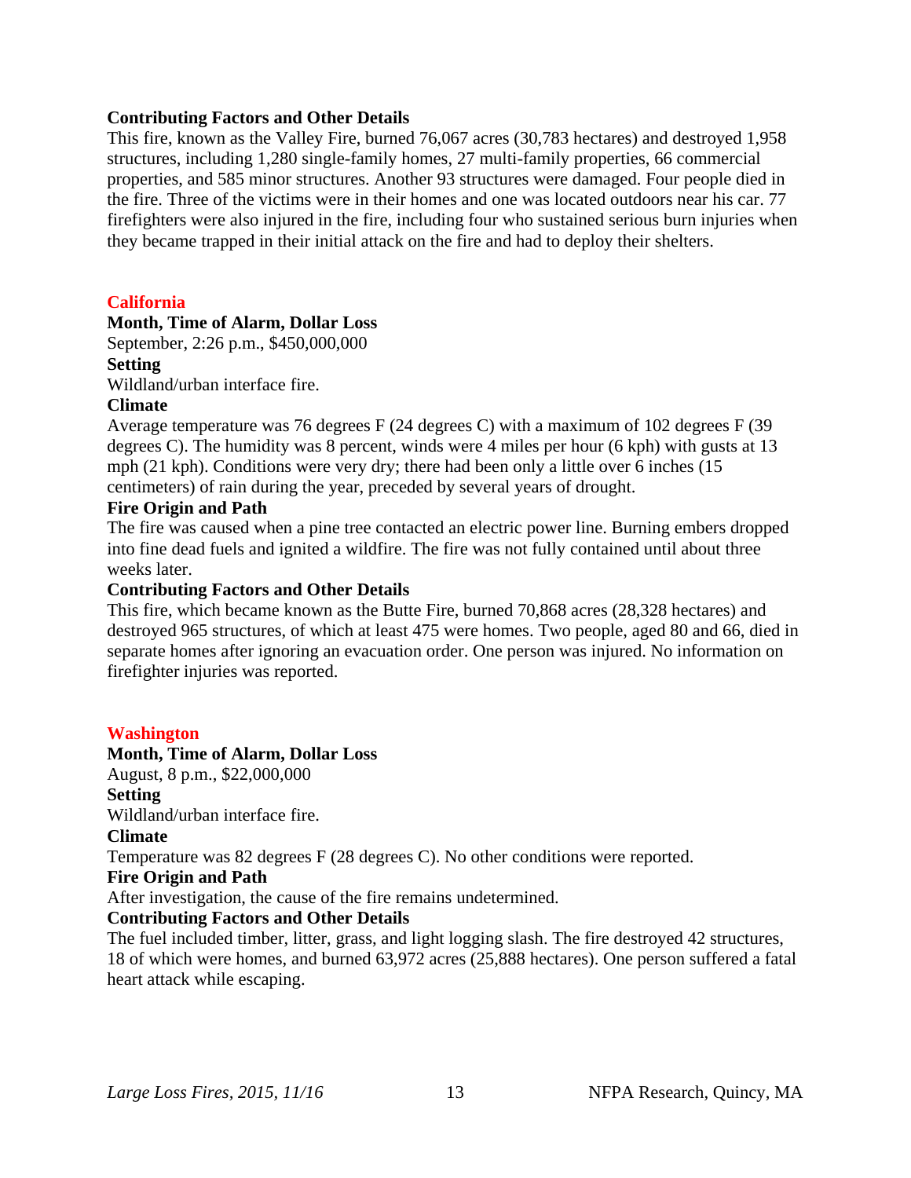**Contributing Factors and Other Details**

This fire, known as the Valley Fire, burned 76,067 acres (30,783 hectares) and destroyed 1,958 structures, including 1,280 single-family homes, 27 multi-family properties, 66 commercial properties, and 585 minor structures. Another 93 structures were damaged. Four people died in the fire. Three of the victims were in their homes and one was located outdoors near his car. 77 firefighters were also injured in the fire, including four who sustained serious burn injuries when they became trapped in their initial attack on the fire and had to deploy their shelters.

## California

**Month, Time of Alarm, Dollar Loss**

September, 2:26 p.m., $450,000,000

**Setting**

Wildland/urban interface fire.

**Climate**

Average temperature was 76 degrees F (24 degrees C) with a maximum of 102 degrees F (39 degrees C). The humidity was 8 percent, winds were 4 miles per hour (6 kph) with gusts at 13 mph (21 kph). Conditions were very dry; there had been only a little over 6 inches (15 centimeters) of rain during the year, preceded by several years of drought.

**Fire Origin and Path**

The fire was caused when a pine tree contacted an electric power line. Burning embers dropped into fine dead fuels and ignited a wildfire. The fire was not fully contained until about three weeks later.

**Contributing Factors and Other Details**

This fire, which became known as the Butte Fire, burned 70,868 acres (28,328 hectares) and destroyed 965 structures, of which at least 475 were homes. Two people, aged 80 and 66, died in separate homes after ignoring an evacuation order. One person was injured. No information on firefighter injuries was reported.

## Washington

**Month, Time of Alarm, Dollar Loss**

August, 8 p.m., $22,000,000

**Setting**

Wildland/urban interface fire.

**Climate**

Temperature was 82 degrees F (28 degrees C). No other conditions were reported.

**Fire Origin and Path**

After investigation, the cause of the fire remains undetermined.

**Contributing Factors and Other Details**

The fuel included timber, litter, grass, and light logging slash. The fire destroyed 42 structures, 18 of which were homes, and burned 63,972 acres (25,888 hectares). One person suffered a fatal heart attack while escaping.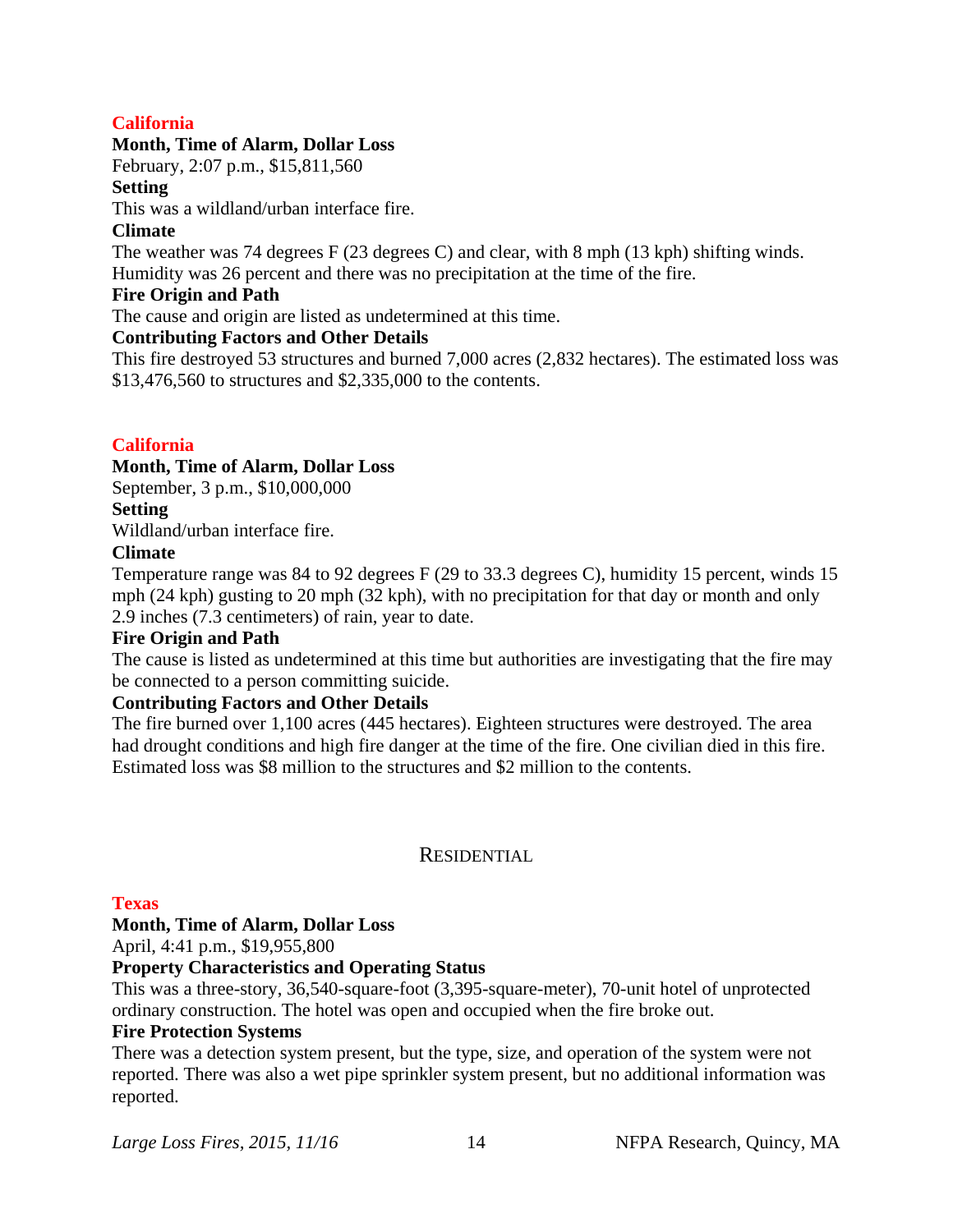### California

**Month, Time of Alarm, Dollar Loss**

February, 2:07 p.m., $15,811,560

**Setting**

This was a wildland/urban interface fire.

**Climate**

The weather was 74 degrees F (23 degrees C) and clear, with 8 mph (13 kph) shifting winds. Humidity was 26 percent and there was no precipitation at the time of the fire.

**Fire Origin and Path**

The cause and origin are listed as undetermined at this time.

**Contributing Factors and Other Details**

This fire destroyed 53 structures and burned 7,000 acres (2,832 hectares). The estimated loss was $13,476,560 to structures and $2,335,000 to the contents.

### California

**Month, Time of Alarm, Dollar Loss**

September, 3 p.m., $10,000,000

**Setting**

Wildland/urban interface fire.

**Climate**

Temperature range was 84 to 92 degrees F (29 to 33.3 degrees C), humidity 15 percent, winds 15 mph (24 kph) gusting to 20 mph (32 kph), with no precipitation for that day or month and only 2.9 inches (7.3 centimeters) of rain, year to date.

**Fire Origin and Path**

The cause is listed as undetermined at this time but authorities are investigating that the fire may be connected to a person committing suicide.

**Contributing Factors and Other Details**

The fire burned over 1,100 acres (445 hectares). Eighteen structures were destroyed. The area had drought conditions and high fire danger at the time of the fire. One civilian died in this fire. Estimated loss was $8 million to the structures and $2 million to the contents.

## Residential

### Texas

**Month, Time of Alarm, Dollar Loss**

April, 4:41 p.m., $19,955,800

**Property Characteristics and Operating Status**

This was a three-story, 36,540-square-foot (3,395-square-meter), 70-unit hotel of unprotected ordinary construction. The hotel was open and occupied when the fire broke out.

**Fire Protection Systems**

There was a detection system present, but the type, size, and operation of the system were not reported. There was also a wet pipe sprinkler system present, but no additional information was reported.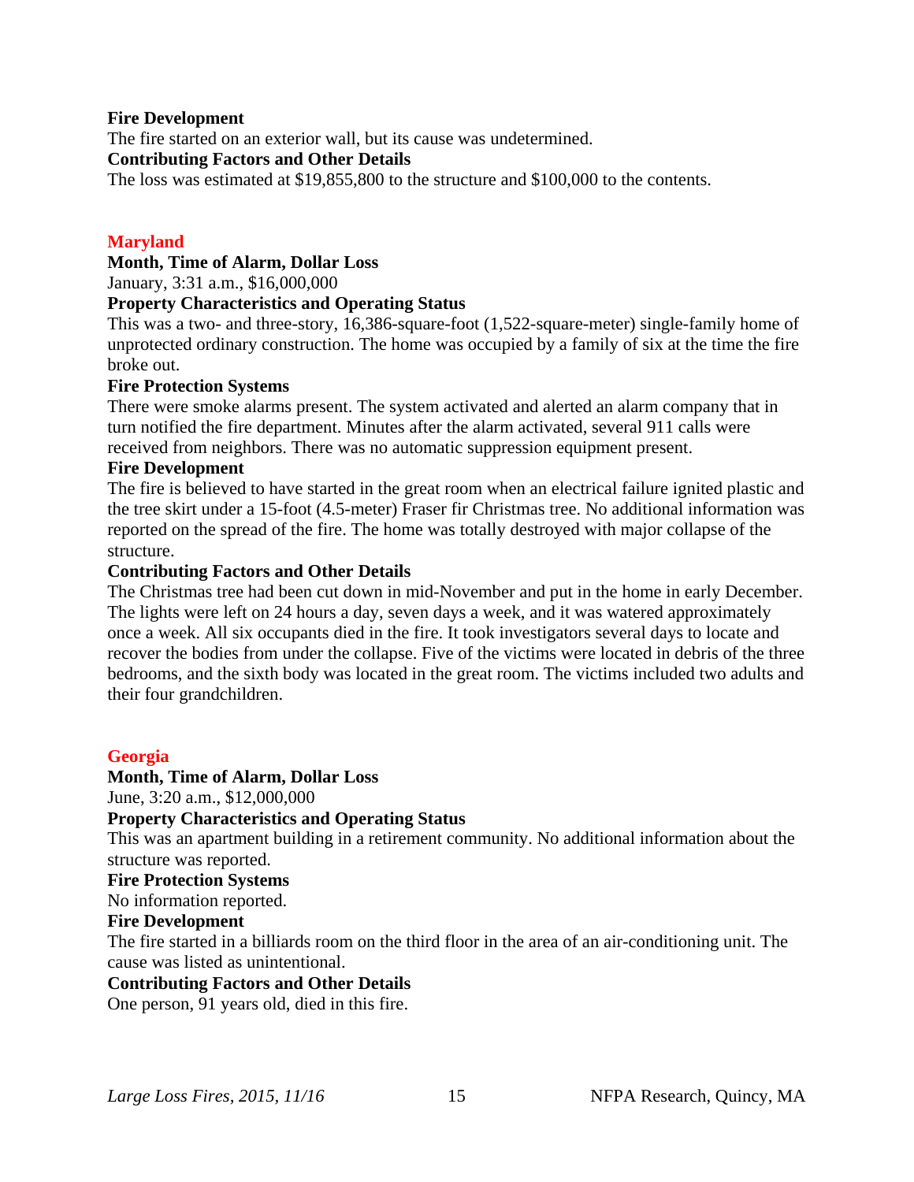**Fire Development**

The fire started on an exterior wall, but its cause was undetermined.

**Contributing Factors and Other Details**

The loss was estimated at $19,855,800 to the structure and $100,000 to the contents.

## Maryland

**Month, Time of Alarm, Dollar Loss**

January, 3:31 a.m., $16,000,000

**Property Characteristics and Operating Status**

This was a two- and three-story, 16,386-square-foot (1,522-square-meter) single-family home of unprotected ordinary construction. The home was occupied by a family of six at the time the fire broke out.

**Fire Protection Systems**

There were smoke alarms present. The system activated and alerted an alarm company that in turn notified the fire department. Minutes after the alarm activated, several 911 calls were received from neighbors. There was no automatic suppression equipment present.

**Fire Development**

The fire is believed to have started in the great room when an electrical failure ignited plastic and the tree skirt under a 15-foot (4.5-meter) Fraser fir Christmas tree. No additional information was reported on the spread of the fire. The home was totally destroyed with major collapse of the structure.

**Contributing Factors and Other Details**

The Christmas tree had been cut down in mid-November and put in the home in early December. The lights were left on 24 hours a day, seven days a week, and it was watered approximately once a week. All six occupants died in the fire. It took investigators several days to locate and recover the bodies from under the collapse. Five of the victims were located in debris of the three bedrooms, and the sixth body was located in the great room. The victims included two adults and their four grandchildren.

## Georgia

**Month, Time of Alarm, Dollar Loss**

June, 3:20 a.m., $12,000,000

**Property Characteristics and Operating Status**

This was an apartment building in a retirement community. No additional information about the structure was reported.

**Fire Protection Systems**

No information reported.

**Fire Development**

The fire started in a billiards room on the third floor in the area of an air-conditioning unit. The cause was listed as unintentional.

**Contributing Factors and Other Details**

One person, 91 years old, died in this fire.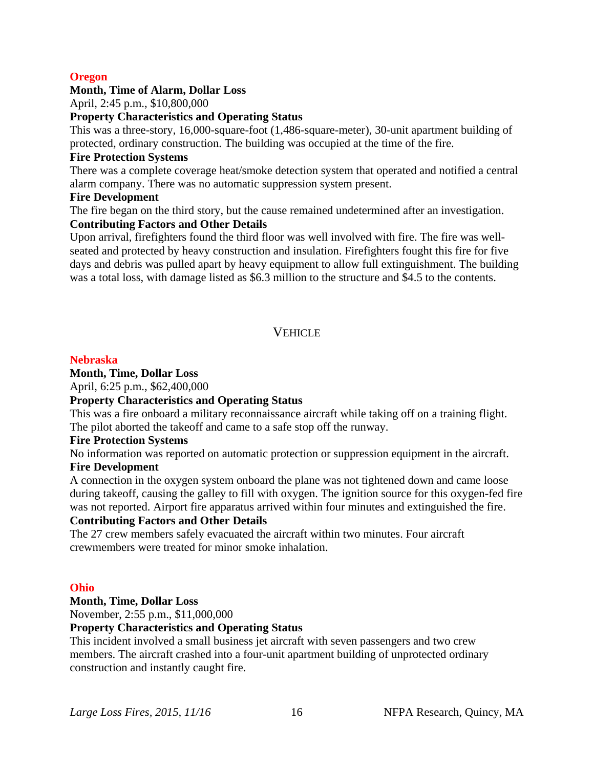### Oregon

**Month, Time of Alarm, Dollar Loss**

April, 2:45 p.m., $10,800,000

**Property Characteristics and Operating Status**

This was a three-story, 16,000-square-foot (1,486-square-meter), 30-unit apartment building of protected, ordinary construction. The building was occupied at the time of the fire.

**Fire Protection Systems**

There was a complete coverage heat/smoke detection system that operated and notified a central alarm company. There was no automatic suppression system present.

**Fire Development**

The fire began on the third story, but the cause remained undetermined after an investigation.

**Contributing Factors and Other Details**

Upon arrival, firefighters found the third floor was well involved with fire. The fire was well-seated and protected by heavy construction and insulation. Firefighters fought this fire for five days and debris was pulled apart by heavy equipment to allow full extinguishment. The building was a total loss, with damage listed as $6.3 million to the structure and $4.5 to the contents.

## VEHICLE

### Nebraska

**Month, Time, Dollar Loss**

April, 6:25 p.m., $62,400,000

**Property Characteristics and Operating Status**

This was a fire onboard a military reconnaissance aircraft while taking off on a training flight. The pilot aborted the takeoff and came to a safe stop off the runway.

**Fire Protection Systems**

No information was reported on automatic protection or suppression equipment in the aircraft.

**Fire Development**

A connection in the oxygen system onboard the plane was not tightened down and came loose during takeoff, causing the galley to fill with oxygen. The ignition source for this oxygen-fed fire was not reported. Airport fire apparatus arrived within four minutes and extinguished the fire.

**Contributing Factors and Other Details**

The 27 crew members safely evacuated the aircraft within two minutes. Four aircraft crewmembers were treated for minor smoke inhalation.

### Ohio

**Month, Time, Dollar Loss**

November, 2:55 p.m., $11,000,000

**Property Characteristics and Operating Status**

This incident involved a small business jet aircraft with seven passengers and two crew members. The aircraft crashed into a four-unit apartment building of unprotected ordinary construction and instantly caught fire.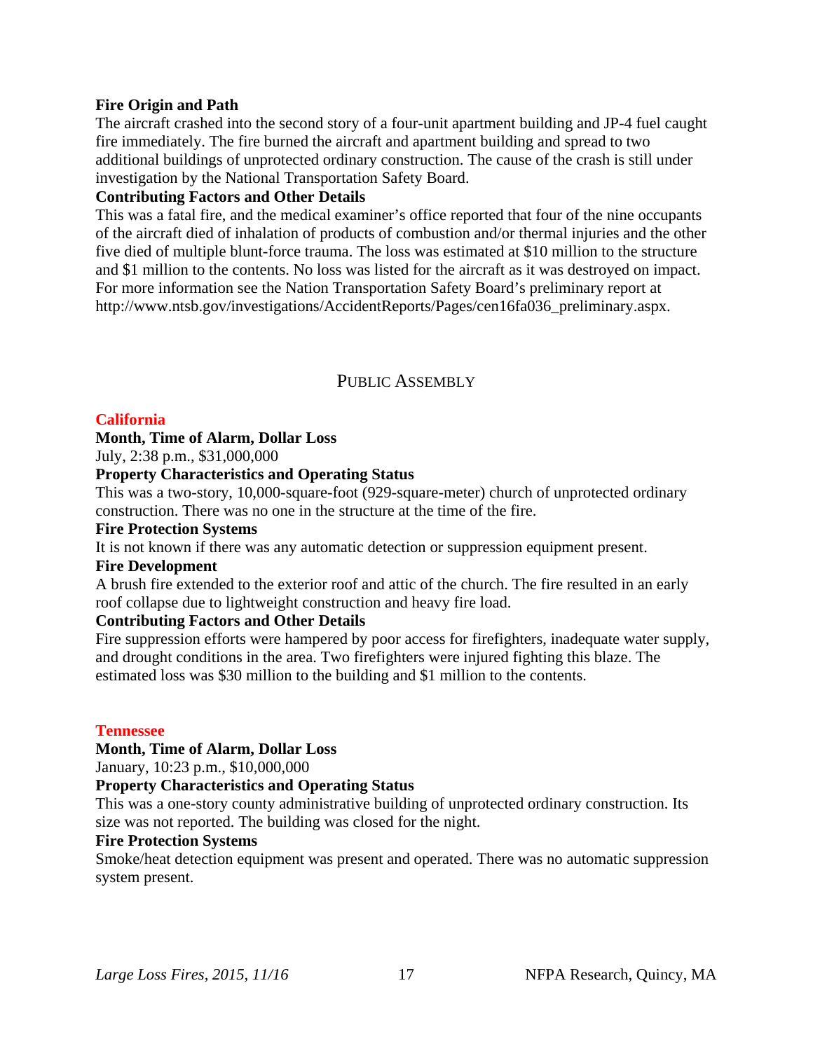**Fire Origin and Path**

The aircraft crashed into the second story of a four-unit apartment building and JP-4 fuel caught fire immediately. The fire burned the aircraft and apartment building and spread to two additional buildings of unprotected ordinary construction. The cause of the crash is still under investigation by the National Transportation Safety Board.

**Contributing Factors and Other Details**

This was a fatal fire, and the medical examiner's office reported that four of the nine occupants of the aircraft died of inhalation of products of combustion and/or thermal injuries and the other five died of multiple blunt-force trauma. The loss was estimated at $10 million to the structure and $1 million to the contents. No loss was listed for the aircraft as it was destroyed on impact. For more information see the Nation Transportation Safety Board's preliminary report at http://www.ntsb.gov/investigations/AccidentReports/Pages/cen16fa036_preliminary.aspx.

## PUBLIC ASSEMBLY

### California

**Month, Time of Alarm, Dollar Loss**

July, 2:38 p.m., $31,000,000

**Property Characteristics and Operating Status**

This was a two-story, 10,000-square-foot (929-square-meter) church of unprotected ordinary construction. There was no one in the structure at the time of the fire.

**Fire Protection Systems**

It is not known if there was any automatic detection or suppression equipment present.

**Fire Development**

A brush fire extended to the exterior roof and attic of the church. The fire resulted in an early roof collapse due to lightweight construction and heavy fire load.

**Contributing Factors and Other Details**

Fire suppression efforts were hampered by poor access for firefighters, inadequate water supply, and drought conditions in the area. Two firefighters were injured fighting this blaze. The estimated loss was $30 million to the building and $1 million to the contents.

### Tennessee

**Month, Time of Alarm, Dollar Loss**

January, 10:23 p.m., $10,000,000

**Property Characteristics and Operating Status**

This was a one-story county administrative building of unprotected ordinary construction. Its size was not reported. The building was closed for the night.

**Fire Protection Systems**

Smoke/heat detection equipment was present and operated. There was no automatic suppression system present.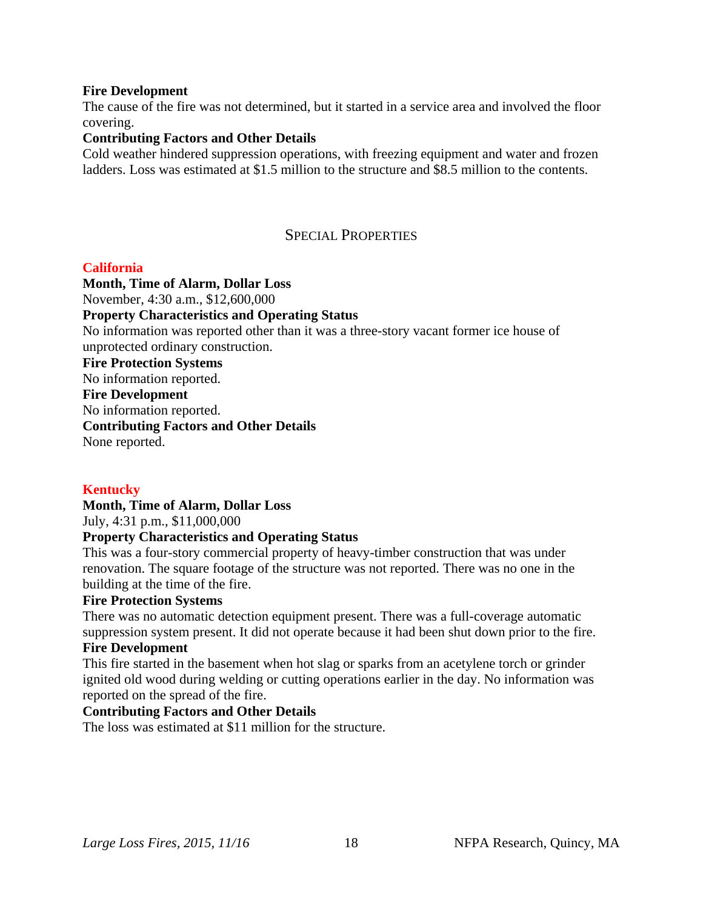**Fire Development**

The cause of the fire was not determined, but it started in a service area and involved the floor covering.

**Contributing Factors and Other Details**

Cold weather hindered suppression operations, with freezing equipment and water and frozen ladders. Loss was estimated at $1.5 million to the structure and $8.5 million to the contents.

## Special Properties

### California

**Month, Time of Alarm, Dollar Loss**

November, 4:30 a.m., $12,600,000

**Property Characteristics and Operating Status**

No information was reported other than it was a three-story vacant former ice house of unprotected ordinary construction.

**Fire Protection Systems**

No information reported.

**Fire Development**

No information reported.

**Contributing Factors and Other Details**

None reported.

### Kentucky

**Month, Time of Alarm, Dollar Loss**

July, 4:31 p.m., $11,000,000

**Property Characteristics and Operating Status**

This was a four-story commercial property of heavy-timber construction that was under renovation. The square footage of the structure was not reported. There was no one in the building at the time of the fire.

**Fire Protection Systems**

There was no automatic detection equipment present. There was a full-coverage automatic suppression system present. It did not operate because it had been shut down prior to the fire.

**Fire Development**

This fire started in the basement when hot slag or sparks from an acetylene torch or grinder ignited old wood during welding or cutting operations earlier in the day. No information was reported on the spread of the fire.

**Contributing Factors and Other Details**

The loss was estimated at $11 million for the structure.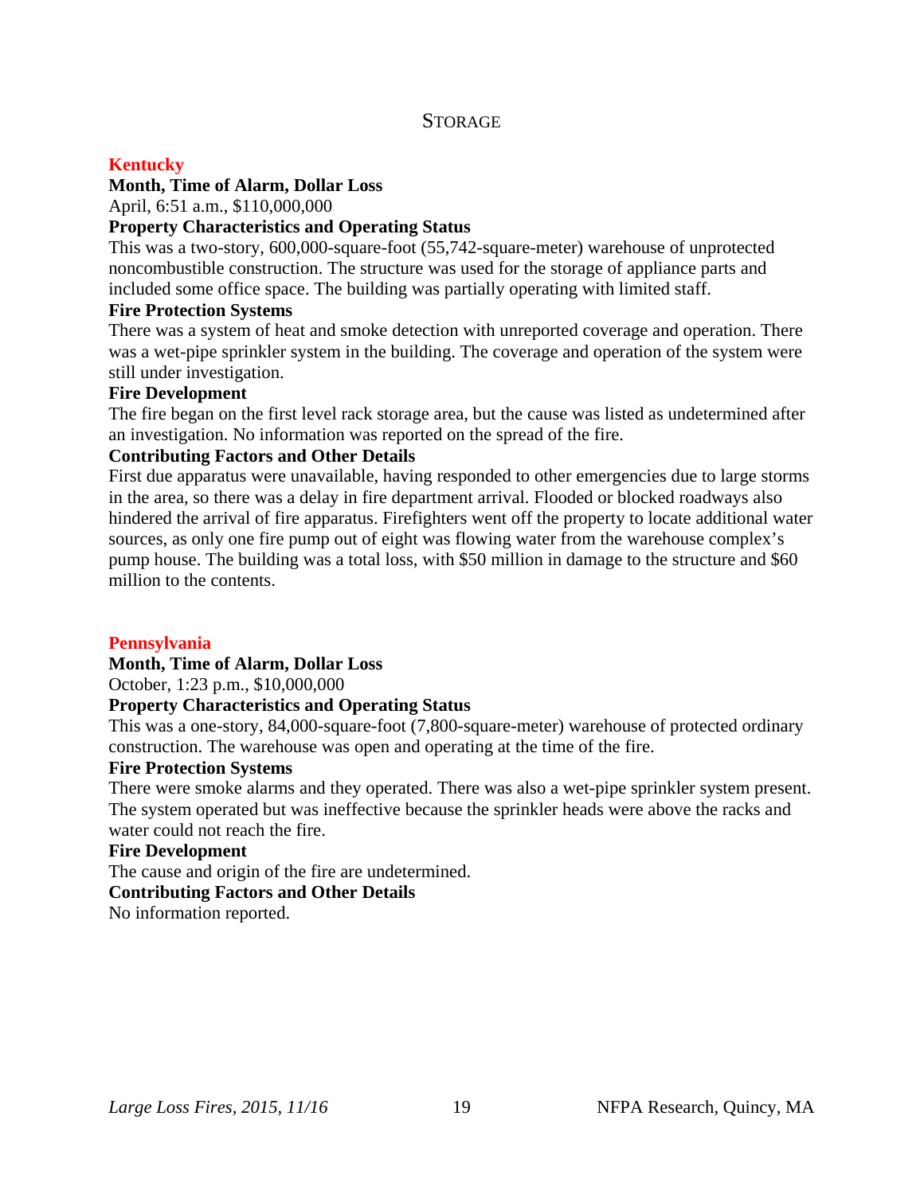## Storage

### Kentucky

**Month, Time of Alarm, Dollar Loss**

April, 6:51 a.m., $110,000,000

**Property Characteristics and Operating Status**

This was a two-story, 600,000-square-foot (55,742-square-meter) warehouse of unprotected noncombustible construction. The structure was used for the storage of appliance parts and included some office space. The building was partially operating with limited staff.

**Fire Protection Systems**

There was a system of heat and smoke detection with unreported coverage and operation. There was a wet-pipe sprinkler system in the building. The coverage and operation of the system were still under investigation.

**Fire Development**

The fire began on the first level rack storage area, but the cause was listed as undetermined after an investigation. No information was reported on the spread of the fire.

**Contributing Factors and Other Details**

First due apparatus were unavailable, having responded to other emergencies due to large storms in the area, so there was a delay in fire department arrival. Flooded or blocked roadways also hindered the arrival of fire apparatus. Firefighters went off the property to locate additional water sources, as only one fire pump out of eight was flowing water from the warehouse complex's pump house. The building was a total loss, with $50 million in damage to the structure and $60 million to the contents.

### Pennsylvania

**Month, Time of Alarm, Dollar Loss**

October, 1:23 p.m., $10,000,000

**Property Characteristics and Operating Status**

This was a one-story, 84,000-square-foot (7,800-square-meter) warehouse of protected ordinary construction. The warehouse was open and operating at the time of the fire.

**Fire Protection Systems**

There were smoke alarms and they operated. There was also a wet-pipe sprinkler system present. The system operated but was ineffective because the sprinkler heads were above the racks and water could not reach the fire.

**Fire Development**

The cause and origin of the fire are undetermined.

**Contributing Factors and Other Details**

No information reported.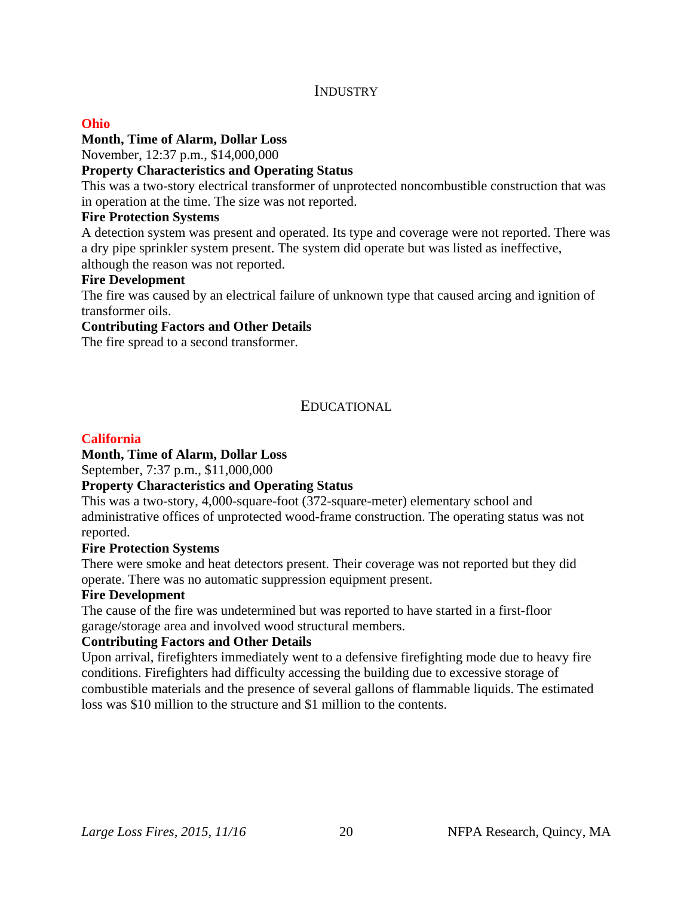## INDUSTRY

### Ohio

**Month, Time of Alarm, Dollar Loss**

November, 12:37 p.m., $14,000,000

**Property Characteristics and Operating Status**

This was a two-story electrical transformer of unprotected noncombustible construction that was in operation at the time. The size was not reported.

**Fire Protection Systems**

A detection system was present and operated. Its type and coverage were not reported. There was a dry pipe sprinkler system present. The system did operate but was listed as ineffective, although the reason was not reported.

**Fire Development**

The fire was caused by an electrical failure of unknown type that caused arcing and ignition of transformer oils.

**Contributing Factors and Other Details**

The fire spread to a second transformer.

## EDUCATIONAL

### California

**Month, Time of Alarm, Dollar Loss**

September, 7:37 p.m., $11,000,000

**Property Characteristics and Operating Status**

This was a two-story, 4,000-square-foot (372-square-meter) elementary school and administrative offices of unprotected wood-frame construction. The operating status was not reported.

**Fire Protection Systems**

There were smoke and heat detectors present. Their coverage was not reported but they did operate. There was no automatic suppression equipment present.

**Fire Development**

The cause of the fire was undetermined but was reported to have started in a first-floor garage/storage area and involved wood structural members.

**Contributing Factors and Other Details**

Upon arrival, firefighters immediately went to a defensive firefighting mode due to heavy fire conditions. Firefighters had difficulty accessing the building due to excessive storage of combustible materials and the presence of several gallons of flammable liquids. The estimated loss was $10 million to the structure and $1 million to the contents.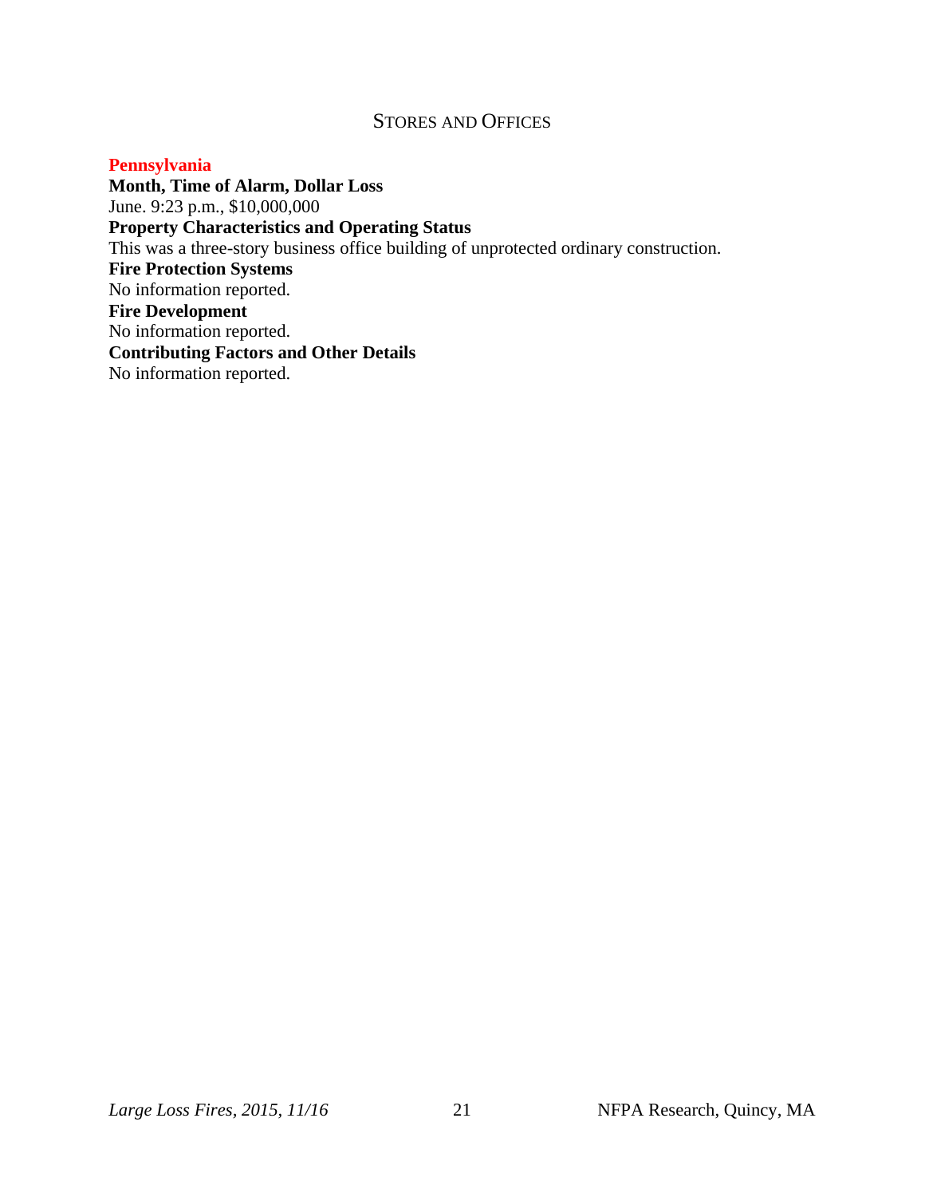## STORES AND OFFICES

### Pennsylvania

**Month, Time of Alarm, Dollar Loss**
June. 9:23 p.m., $10,000,000

**Property Characteristics and Operating Status**
This was a three-story business office building of unprotected ordinary construction.

**Fire Protection Systems**
No information reported.

**Fire Development**
No information reported.

**Contributing Factors and Other Details**
No information reported.